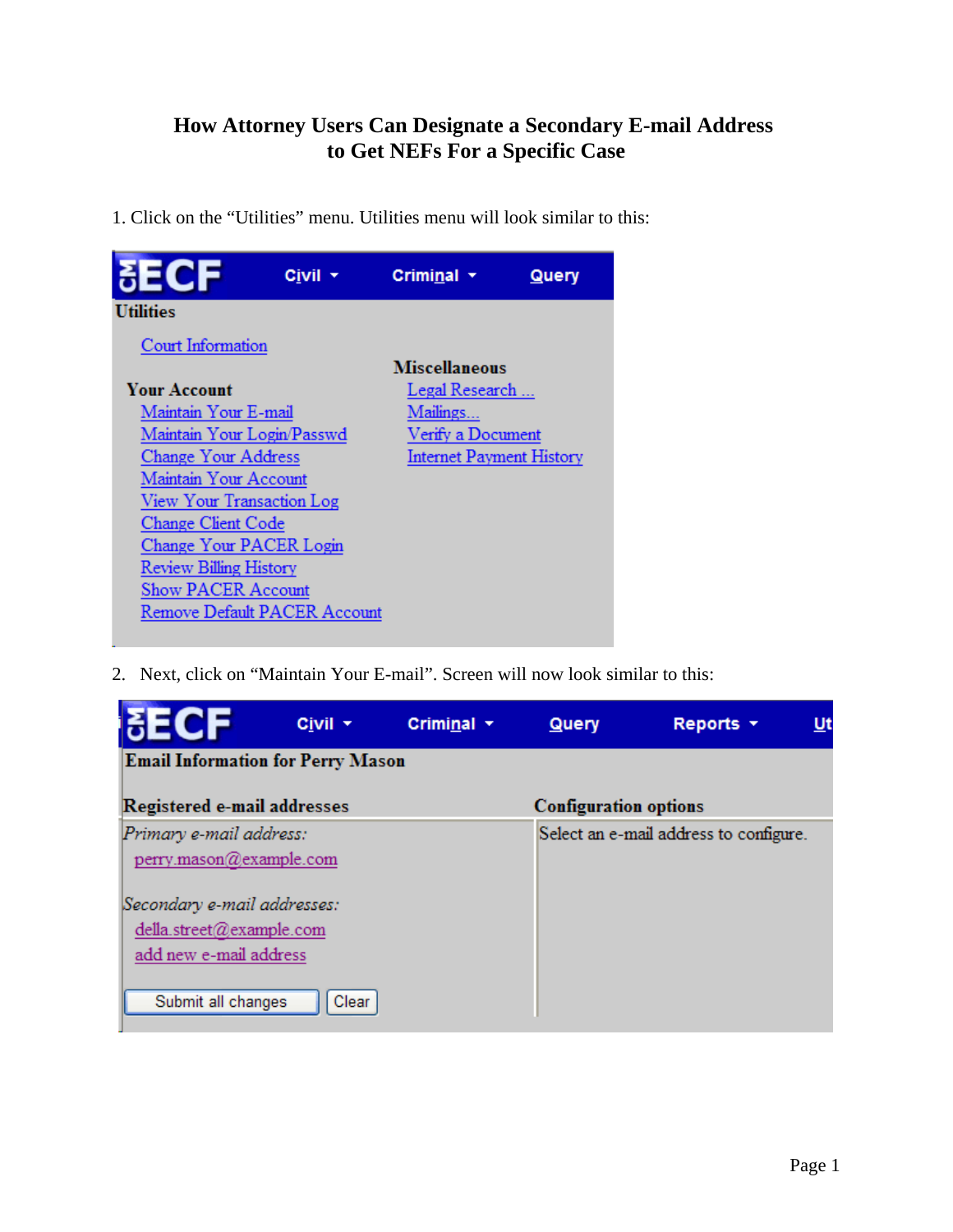# How Attorney Users Can Designate a Secondary E-mail Address to Get NEFs For a Specific Case

1. Click on the "Utilities" menu. Utilities menu will look similar to this:

CM ECF Civil Criminal Query

Utilities

Court Information

**Your Account**

- Maintain Your E-mail
- Maintain Your Login/Passwd
- Change Your Address
- Maintain Your Account
- View Your Transaction Log
- Change Client Code
- Change Your PACER Login
- Review Billing History
- Show PACER Account
- Remove Default PACER Account

**Miscellaneous**

- Legal Research ...
- Mailings...
- Verify a Document
- Internet Payment History

2. Next, click on "Maintain Your E-mail". Screen will now look similar to this:

CM ECF Civil Criminal Query Reports Ut

**Email Information for Perry Mason**

**Registered e-mail addresses**

*Primary e-mail address:*

perry.mason@example.com

*Secondary e-mail addresses:*

della.street@example.com

add new e-mail address

Submit all changes | Clear

**Configuration options**

Select an e-mail address to configure.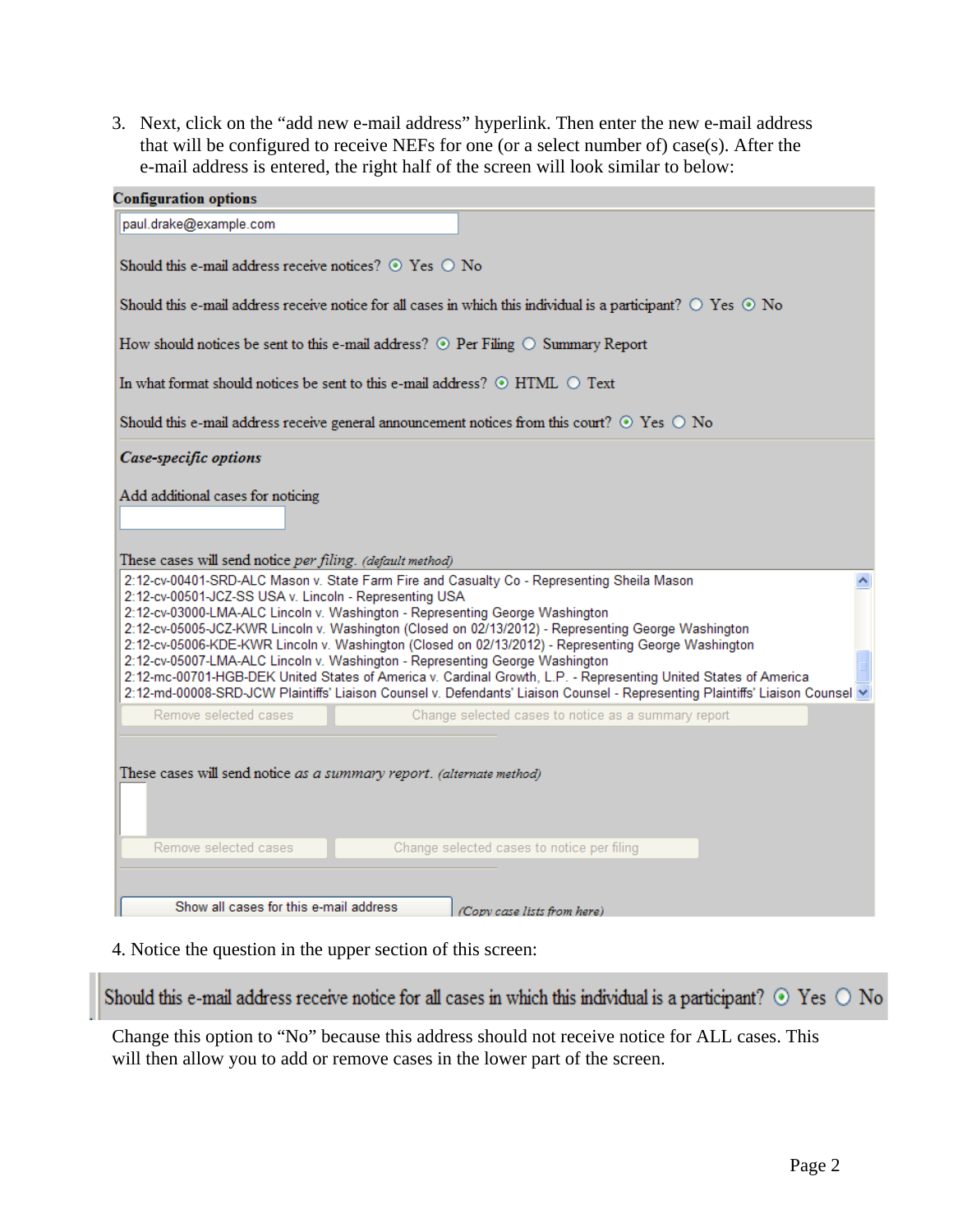3. Next, click on the "add new e-mail address" hyperlink. Then enter the new e-mail address that will be configured to receive NEFs for one (or a select number of) case(s). After the e-mail address is entered, the right half of the screen will look similar to below:

**Configuration options**

paul.drake@example.com

Should this e-mail address receive notices? ⊙ Yes ○ No

Should this e-mail address receive notice for all cases in which this individual is a participant? ○ Yes ⊙ No

How should notices be sent to this e-mail address? ⊙ Per Filing ○ Summary Report

In what format should notices be sent to this e-mail address? ⊙ HTML ○ Text

Should this e-mail address receive general announcement notices from this court? ⊙ Yes ○ No

***Case-specific options***

Add additional cases for noticing

These cases will send notice *per filing*. *(default method)*

2:12-cv-00401-SRD-ALC Mason v. State Farm Fire and Casualty Co - Representing Sheila Mason
2:12-cv-00501-JCZ-SS USA v. Lincoln - Representing USA
2:12-cv-03000-LMA-ALC Lincoln v. Washington - Representing George Washington
2:12-cv-05005-JCZ-KWR Lincoln v. Washington (Closed on 02/13/2012) - Representing George Washington
2:12-cv-05006-KDE-KWR Lincoln v. Washington (Closed on 02/13/2012) - Representing George Washington
2:12-cv-05007-LMA-ALC Lincoln v. Washington - Representing George Washington
2:12-mc-00701-HGB-DEK United States of America v. Cardinal Growth, L.P. - Representing United States of America
2:12-md-00008-SRD-JCW Plaintiffs' Liaison Counsel v. Defendants' Liaison Counsel - Representing Plaintiffs' Liaison Counsel

Remove selected cases | Change selected cases to notice as a summary report

These cases will send notice *as a summary report*. *(alternate method)*

Remove selected cases | Change selected cases to notice per filing

Show all cases for this e-mail address *(Copy case lists from here)*

4. Notice the question in the upper section of this screen:

Should this e-mail address receive notice for all cases in which this individual is a participant? ⊙ Yes ○ No

Change this option to "No" because this address should not receive notice for ALL cases. This will then allow you to add or remove cases in the lower part of the screen.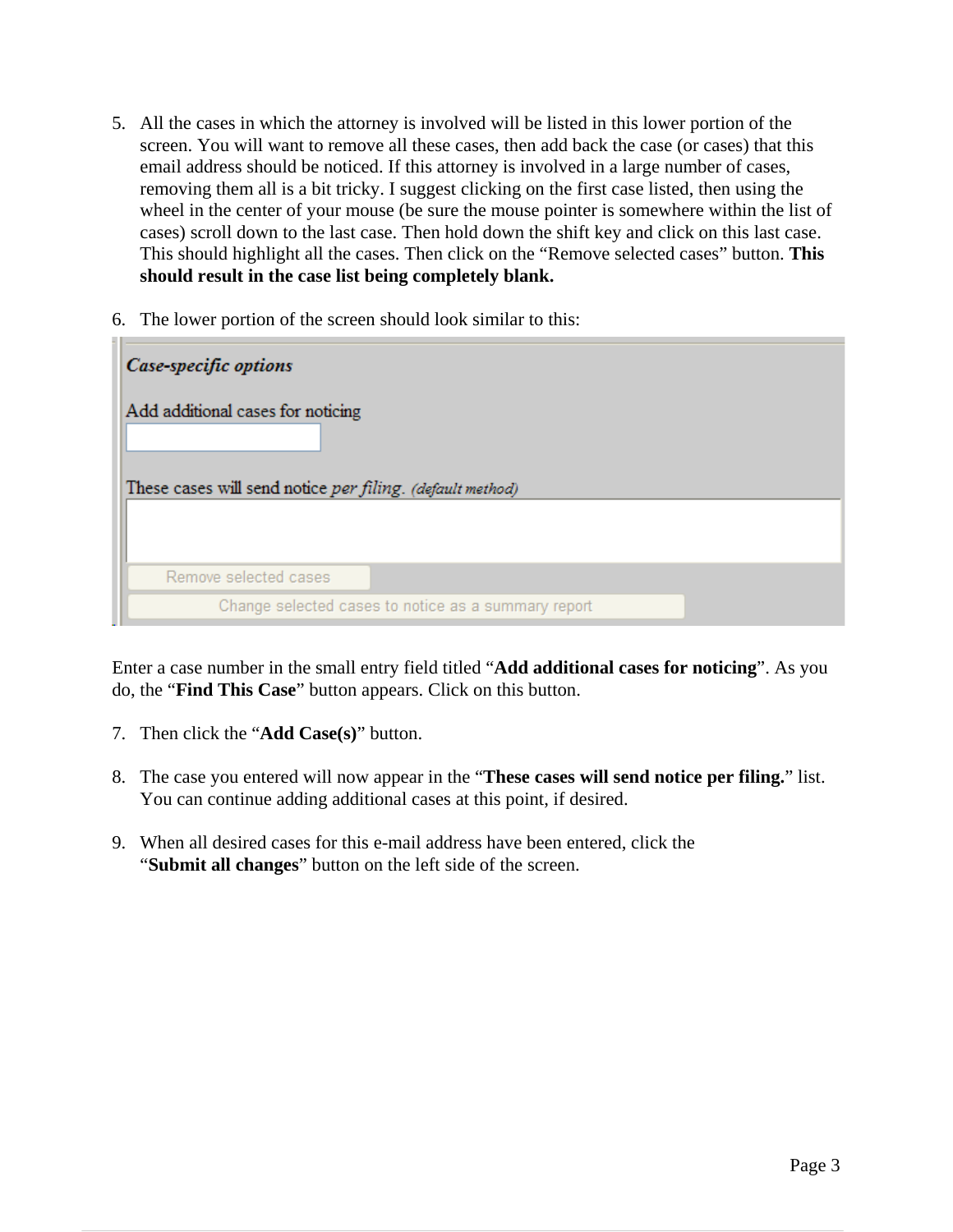5. All the cases in which the attorney is involved will be listed in this lower portion of the screen. You will want to remove all these cases, then add back the case (or cases) that this email address should be noticed. If this attorney is involved in a large number of cases, removing them all is a bit tricky. I suggest clicking on the first case listed, then using the wheel in the center of your mouse (be sure the mouse pointer is somewhere within the list of cases) scroll down to the last case. Then hold down the shift key and click on this last case. This should highlight all the cases. Then click on the "Remove selected cases" button. **This should result in the case list being completely blank.**

6. The lower portion of the screen should look similar to this:

Enter a case number in the small entry field titled "**Add additional cases for noticing**". As you do, the "**Find This Case**" button appears. Click on this button.

7. Then click the "**Add Case(s)**" button.

8. The case you entered will now appear in the "**These cases will send notice per filing.**" list. You can continue adding additional cases at this point, if desired.

9. When all desired cases for this e-mail address have been entered, click the "**Submit all changes**" button on the left side of the screen.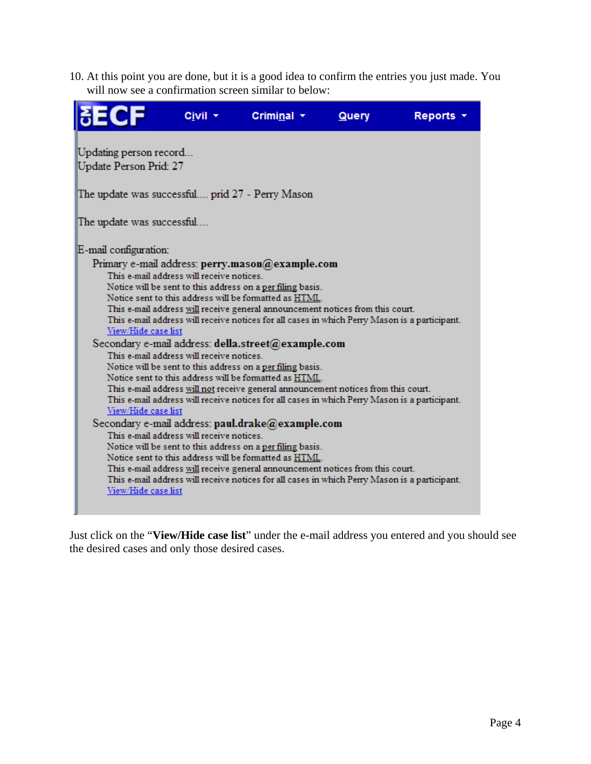10. At this point you are done, but it is a good idea to confirm the entries you just made. You will now see a confirmation screen similar to below:

CM ECF  Civil  Criminal  Query  Reports

Updating person record...
Update Person Prid: 27

The update was successful.... prid 27 - Perry Mason

The update was successful....

E-mail configuration:

Primary e-mail address: **perry.mason@example.com**
This e-mail address will receive notices.
Notice will be sent to this address on a per filing basis.
Notice sent to this address will be formatted as HTML.
This e-mail address will receive general announcement notices from this court.
This e-mail address will receive notices for all cases in which Perry Mason is a participant.
View/Hide case list

Secondary e-mail address: **della.street@example.com**
This e-mail address will receive notices.
Notice will be sent to this address on a per filing basis.
Notice sent to this address will be formatted as HTML.
This e-mail address will not receive general announcement notices from this court.
This e-mail address will receive notices for all cases in which Perry Mason is a participant.
View/Hide case list

Secondary e-mail address: **paul.drake@example.com**
This e-mail address will receive notices.
Notice will be sent to this address on a per filing basis.
Notice sent to this address will be formatted as HTML.
This e-mail address will receive general announcement notices from this court.
This e-mail address will receive notices for all cases in which Perry Mason is a participant.
View/Hide case list

Just click on the "**View/Hide case list**" under the e-mail address you entered and you should see the desired cases and only those desired cases.